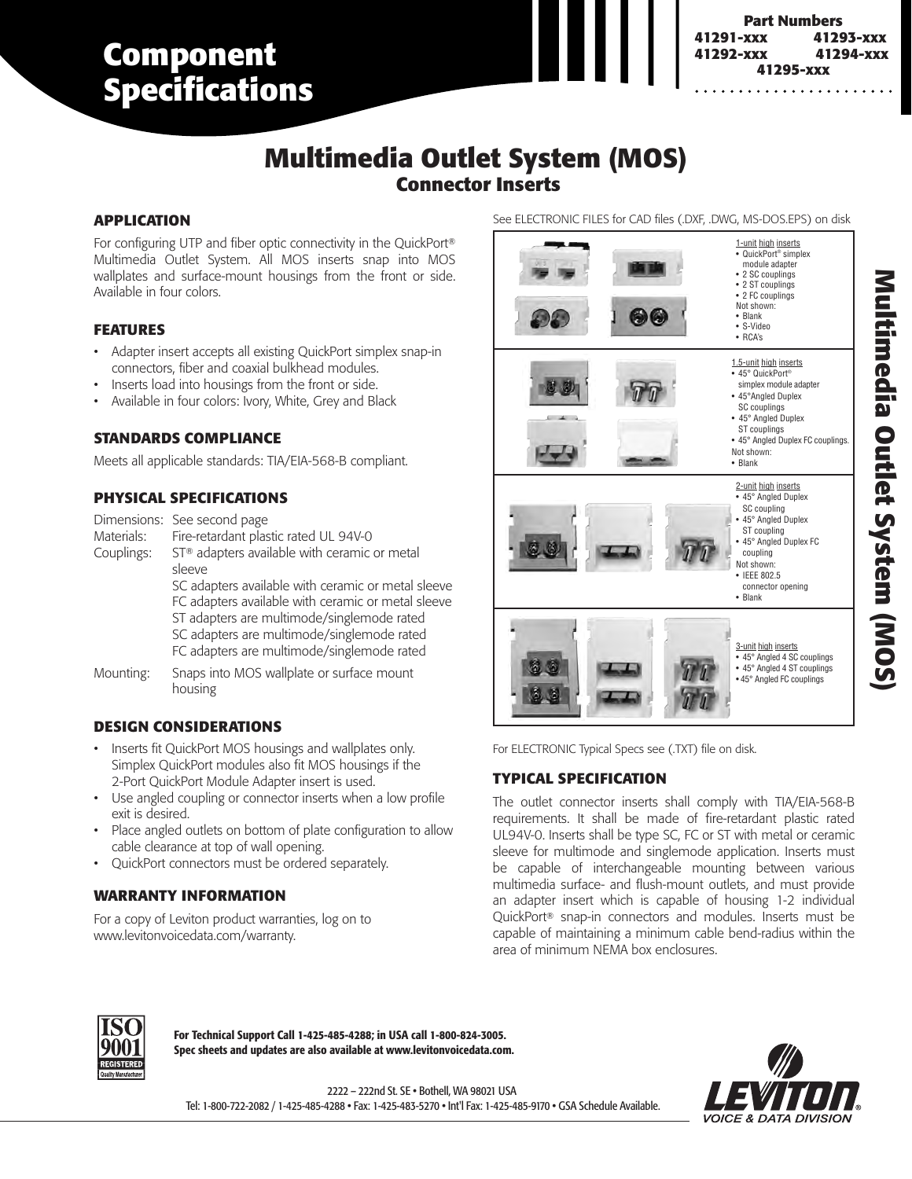# Component Specifications

**Part Numbers**
41291-xxx 41293-xxx
41292-xxx 41294-xxx
41295-xxx

# Multimedia Outlet System (MOS)

## Connector Inserts

### APPLICATION

For configuring UTP and fiber optic connectivity in the QuickPort® Multimedia Outlet System. All MOS inserts snap into MOS wallplates and surface-mount housings from the front or side. Available in four colors.

### FEATURES

- Adapter insert accepts all existing QuickPort simplex snap-in connectors, fiber and coaxial bulkhead modules.
- Inserts load into housings from the front or side.
- Available in four colors: Ivory, White, Grey and Black

### STANDARDS COMPLIANCE

Meets all applicable standards: TIA/EIA-568-B compliant.

### PHYSICAL SPECIFICATIONS

| | |
|---|---|
| Dimensions: | See second page |
| Materials: | Fire-retardant plastic rated UL 94V-0 |
| Couplings: | ST® adapters available with ceramic or metal sleeve<br>SC adapters available with ceramic or metal sleeve<br>FC adapters available with ceramic or metal sleeve<br>ST adapters are multimode/singlemode rated<br>SC adapters are multimode/singlemode rated<br>FC adapters are multimode/singlemode rated |
| Mounting: | Snaps into MOS wallplate or surface mount housing |

### DESIGN CONSIDERATIONS

- Inserts fit QuickPort MOS housings and wallplates only. Simplex QuickPort modules also fit MOS housings if the 2-Port QuickPort Module Adapter insert is used.
- Use angled coupling or connector inserts when a low profile exit is desired.
- Place angled outlets on bottom of plate configuration to allow cable clearance at top of wall opening.
- QuickPort connectors must be ordered separately.

### WARRANTY INFORMATION

For a copy of Leviton product warranties, log on to www.levitonvoicedata.com/warranty.

See ELECTRONIC FILES for CAD files (.DXF, .DWG, MS-DOS.EPS) on disk

1-unit high inserts
- QuickPort® simplex module adapter
- 2 SC couplings
- 2 ST couplings
- 2 FC couplings

Not shown:
- Blank
- S-Video
- RCA's

1.5-unit high inserts
- 45° QuickPort® simplex module adapter
- 45°Angled Duplex SC couplings
- 45° Angled Duplex ST couplings
- 45° Angled Duplex FC couplings.

Not shown:
- Blank

2-unit high inserts
- 45° Angled Duplex SC coupling
- 45° Angled Duplex ST coupling
- 45° Angled Duplex FC coupling

Not shown:
- IEEE 802.5 connector opening
- Blank

3-unit high inserts
- 45° Angled 4 SC couplings
- 45° Angled 4 ST couplings
- 45° Angled FC couplings

For ELECTRONIC Typical Specs see (.TXT) file on disk.

### TYPICAL SPECIFICATION

The outlet connector inserts shall comply with TIA/EIA-568-B requirements. It shall be made of fire-retardant plastic rated UL94V-0. Inserts shall be type SC, FC or ST with metal or ceramic sleeve for multimode and singlemode application. Inserts must be capable of interchangeable mounting between various multimedia surface- and flush-mount outlets, and must provide an adapter insert which is capable of housing 1-2 individual QuickPort® snap-in connectors and modules. Inserts must be capable of maintaining a minimum cable bend-radius within the area of minimum NEMA box enclosures.

**For Technical Support Call 1-425-485-4288; in USA call 1-800-824-3005.**
**Spec sheets and updates are also available at www.levitonvoicedata.com.**

2222 – 222nd St. SE • Bothell, WA 98021 USA
Tel: 1-800-722-2082 / 1-425-485-4288 • Fax: 1-425-483-5270 • Int'l Fax: 1-425-485-9170 • GSA Schedule Available.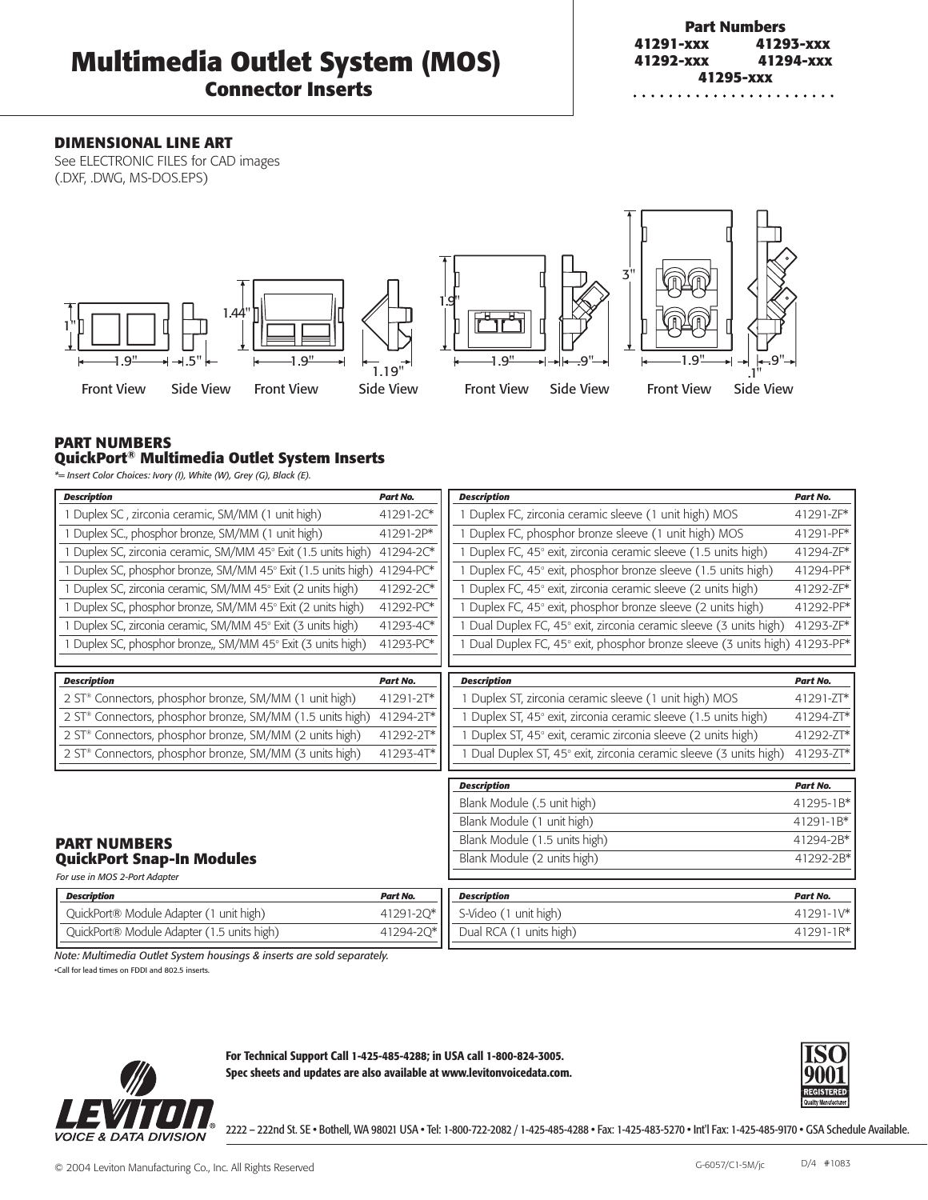# Multimedia Outlet System (MOS)

## Connector Inserts

**Part Numbers**
**41291-xxx 41293-xxx**
**41292-xxx 41294-xxx**
**41295-xxx**

### DIMENSIONAL LINE ART

See ELECTRONIC FILES for CAD images
(.DXF, .DWG, MS-DOS.EPS)

1"
1.9"
.5"
Front View
Side View
1.44"
1.9"
1.19"
Front View
Side View
1.9"
1.9"
.9"
Front View
Side View
3"
1.9"
.1"
.9"
Front View
Side View

### PART NUMBERS
### QuickPort® Multimedia Outlet System Inserts

*= Insert Color Choices: Ivory (I), White (W), Grey (G), Black (E).

| Description | Part No. |
|---|---|
| 1 Duplex SC , zirconia ceramic, SM/MM (1 unit high) | 41291-2C* |
| 1 Duplex SC,, phosphor bronze, SM/MM (1 unit high) | 41291-2P* |
| 1 Duplex SC, zirconia ceramic, SM/MM 45° Exit (1.5 units high) | 41294-2C* |
| 1 Duplex SC, phosphor bronze, SM/MM 45° Exit (1.5 units high) | 41294-PC* |
| 1 Duplex SC, zirconia ceramic, SM/MM 45° Exit (2 units high) | 41292-2C* |
| 1 Duplex SC, phosphor bronze, SM/MM 45° Exit (2 units high) | 41292-PC* |
| 1 Duplex SC, zirconia ceramic, SM/MM 45° Exit (3 units high) | 41293-4C* |
| 1 Duplex SC, phosphor bronze,, SM/MM 45° Exit (3 units high) | 41293-PC* |

| Description | Part No. |
|---|---|
| 1 Duplex FC, zirconia ceramic sleeve (1 unit high) MOS | 41291-ZF* |
| 1 Duplex FC, phosphor bronze sleeve (1 unit high) MOS | 41291-PF* |
| 1 Duplex FC, 45° exit, zirconia ceramic sleeve (1.5 units high) | 41294-ZF* |
| 1 Duplex FC, 45° exit, phosphor bronze sleeve (1.5 units high) | 41294-PF* |
| 1 Duplex FC, 45° exit, zirconia ceramic sleeve (2 units high) | 41292-ZF* |
| 1 Duplex FC, 45° exit, phosphor bronze sleeve (2 units high) | 41292-PF* |
| 1 Dual Duplex FC, 45° exit, zirconia ceramic sleeve (3 units high) | 41293-ZF* |
| 1 Dual Duplex FC, 45° exit, phosphor bronze sleeve (3 units high) | 41293-PF* |

| Description | Part No. |
|---|---|
| 2 ST® Connectors, phosphor bronze, SM/MM (1 unit high) | 41291-2T* |
| 2 ST® Connectors, phosphor bronze, SM/MM (1.5 units high) | 41294-2T* |
| 2 ST® Connectors, phosphor bronze, SM/MM (2 units high) | 41292-2T* |
| 2 ST® Connectors, phosphor bronze, SM/MM (3 units high) | 41293-4T* |

| Description | Part No. |
|---|---|
| 1 Duplex ST, zirconia ceramic sleeve (1 unit high) MOS | 41291-ZT* |
| 1 Duplex ST, 45° exit, zirconia ceramic sleeve (1.5 units high) | 41294-ZT* |
| 1 Duplex ST, 45° exit, ceramic zirconia sleeve (2 units high) | 41292-ZT* |
| 1 Dual Duplex ST, 45° exit, zirconia ceramic sleeve (3 units high) | 41293-ZT* |

| Description | Part No. |
|---|---|
| Blank Module (.5 unit high) | 41295-1B* |
| Blank Module (1 unit high) | 41291-1B* |
| Blank Module (1.5 units high) | 41294-2B* |
| Blank Module (2 units high) | 41292-2B* |

### PART NUMBERS
### QuickPort Snap-In Modules

*For use in MOS 2-Port Adapter*

| Description | Part No. |
|---|---|
| QuickPort® Module Adapter (1 unit high) | 41291-2Q* |
| QuickPort® Module Adapter (1.5 units high) | 41294-2Q* |

| Description | Part No. |
|---|---|
| S-Video (1 unit high) | 41291-1V* |
| Dual RCA (1 units high) | 41291-1R* |

*Note: Multimedia Outlet System housings & inserts are sold separately.*

•Call for lead times on FDDI and 802.5 inserts.

**For Technical Support Call 1-425-485-4288; in USA call 1-800-824-3005.**
**Spec sheets and updates are also available at www.levitonvoicedata.com.**

LEVITON VOICE & DATA DIVISION

ISO 9001 REGISTERED Quality Manufacturer

2222 – 222nd St. SE • Bothell, WA 98021 USA • Tel: 1-800-722-2082 / 1-425-485-4288 • Fax: 1-425-483-5270 • Int'l Fax: 1-425-485-9170 • GSA Schedule Available.

© 2004 Leviton Manufacturing Co., Inc. All Rights Reserved

G-6057/C1-5M/jc D/4 #1083